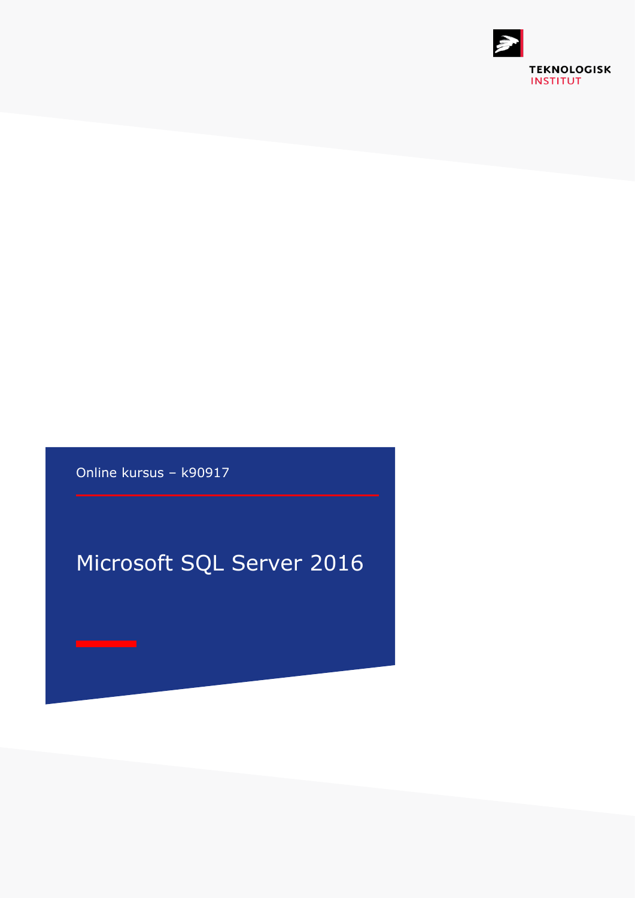TEKNOLOGISK
INSTITUT

Online kursus – k90917

# Microsoft SQL Server 2016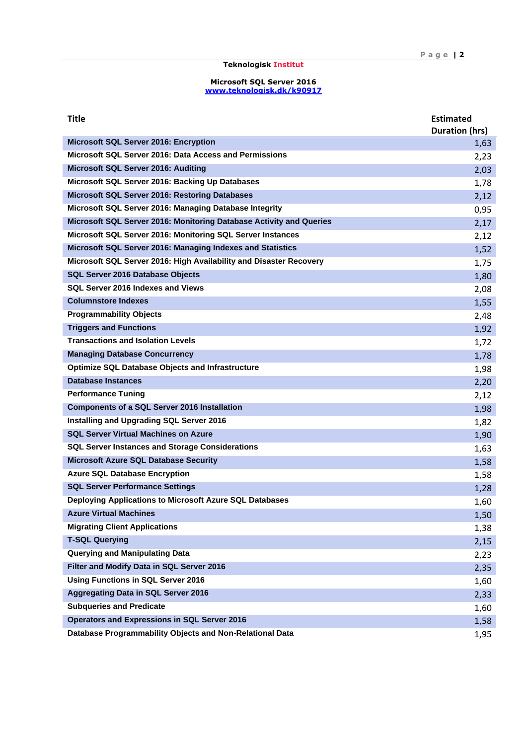**Teknologisk Institut**

**Microsoft SQL Server 2016**
**[www.teknologisk.dk/k90917](http://www.teknologisk.dk/k90917)**

| Title | Estimated Duration (hrs) |
|---|---|
| Microsoft SQL Server 2016: Encryption | 1,63 |
| Microsoft SQL Server 2016: Data Access and Permissions | 2,23 |
| Microsoft SQL Server 2016: Auditing | 2,03 |
| Microsoft SQL Server 2016: Backing Up Databases | 1,78 |
| Microsoft SQL Server 2016: Restoring Databases | 2,12 |
| Microsoft SQL Server 2016: Managing Database Integrity | 0,95 |
| Microsoft SQL Server 2016: Monitoring Database Activity and Queries | 2,17 |
| Microsoft SQL Server 2016: Monitoring SQL Server Instances | 2,12 |
| Microsoft SQL Server 2016: Managing Indexes and Statistics | 1,52 |
| Microsoft SQL Server 2016: High Availability and Disaster Recovery | 1,75 |
| SQL Server 2016 Database Objects | 1,80 |
| SQL Server 2016 Indexes and Views | 2,08 |
| Columnstore Indexes | 1,55 |
| Programmability Objects | 2,48 |
| Triggers and Functions | 1,92 |
| Transactions and Isolation Levels | 1,72 |
| Managing Database Concurrency | 1,78 |
| Optimize SQL Database Objects and Infrastructure | 1,98 |
| Database Instances | 2,20 |
| Performance Tuning | 2,12 |
| Components of a SQL Server 2016 Installation | 1,98 |
| Installing and Upgrading SQL Server 2016 | 1,82 |
| SQL Server Virtual Machines on Azure | 1,90 |
| SQL Server Instances and Storage Considerations | 1,63 |
| Microsoft Azure SQL Database Security | 1,58 |
| Azure SQL Database Encryption | 1,58 |
| SQL Server Performance Settings | 1,28 |
| Deploying Applications to Microsoft Azure SQL Databases | 1,60 |
| Azure Virtual Machines | 1,50 |
| Migrating Client Applications | 1,38 |
| T-SQL Querying | 2,15 |
| Querying and Manipulating Data | 2,23 |
| Filter and Modify Data in SQL Server 2016 | 2,35 |
| Using Functions in SQL Server 2016 | 1,60 |
| Aggregating Data in SQL Server 2016 | 2,33 |
| Subqueries and Predicate | 1,60 |
| Operators and Expressions in SQL Server 2016 | 1,58 |
| Database Programmability Objects and Non-Relational Data | 1,95 |